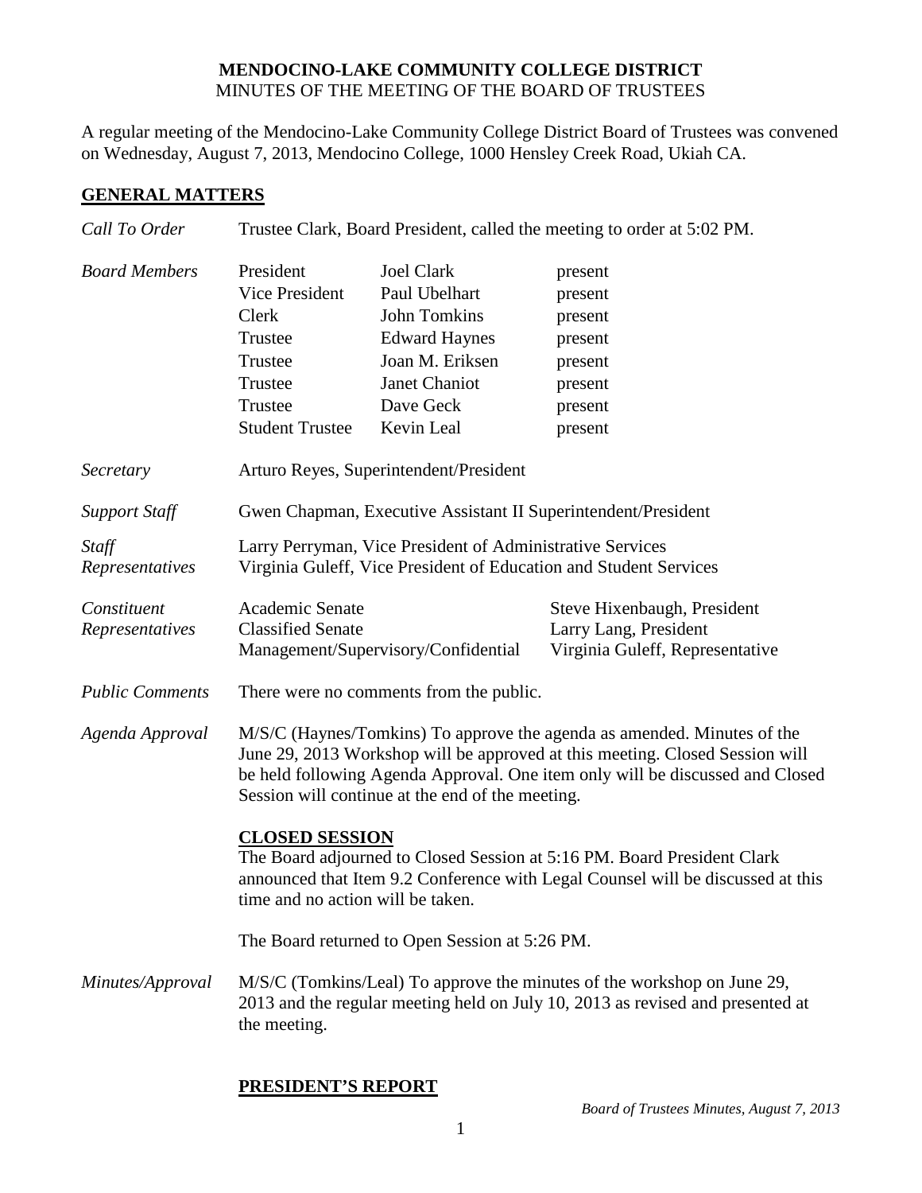# MENDOCINO-LAKE COMMUNITY COLLEGE DISTRICT
MINUTES OF THE MEETING OF THE BOARD OF TRUSTEES

A regular meeting of the Mendocino-Lake Community College District Board of Trustees was convened on Wednesday, August 7, 2013, Mendocino College, 1000 Hensley Creek Road, Ukiah CA.

## GENERAL MATTERS

*Call To Order* — Trustee Clark, Board President, called the meeting to order at 5:02 PM.

*Board Members*

| | | |
|---|---|---|
| President | Joel Clark | present |
| Vice President | Paul Ubelhart | present |
| Clerk | John Tomkins | present |
| Trustee | Edward Haynes | present |
| Trustee | Joan M. Eriksen | present |
| Trustee | Janet Chaniot | present |
| Trustee | Dave Geck | present |
| Student Trustee | Kevin Leal | present |

*Secretary* — Arturo Reyes, Superintendent/President

*Support Staff* — Gwen Chapman, Executive Assistant II Superintendent/President

*Staff Representatives* — Larry Perryman, Vice President of Administrative Services
Virginia Guleff, Vice President of Education and Student Services

*Constituent Representatives*

| | |
|---|---|
| Academic Senate | Steve Hixenbaugh, President |
| Classified Senate | Larry Lang, President |
| Management/Supervisory/Confidential | Virginia Guleff, Representative |

*Public Comments* — There were no comments from the public.

*Agenda Approval* — M/S/C (Haynes/Tomkins) To approve the agenda as amended. Minutes of the June 29, 2013 Workshop will be approved at this meeting. Closed Session will be held following Agenda Approval. One item only will be discussed and Closed Session will continue at the end of the meeting.

**CLOSED SESSION**

The Board adjourned to Closed Session at 5:16 PM. Board President Clark announced that Item 9.2 Conference with Legal Counsel will be discussed at this time and no action will be taken.

The Board returned to Open Session at 5:26 PM.

*Minutes/Approval* — M/S/C (Tomkins/Leal) To approve the minutes of the workshop on June 29, 2013 and the regular meeting held on July 10, 2013 as revised and presented at the meeting.

## PRESIDENT'S REPORT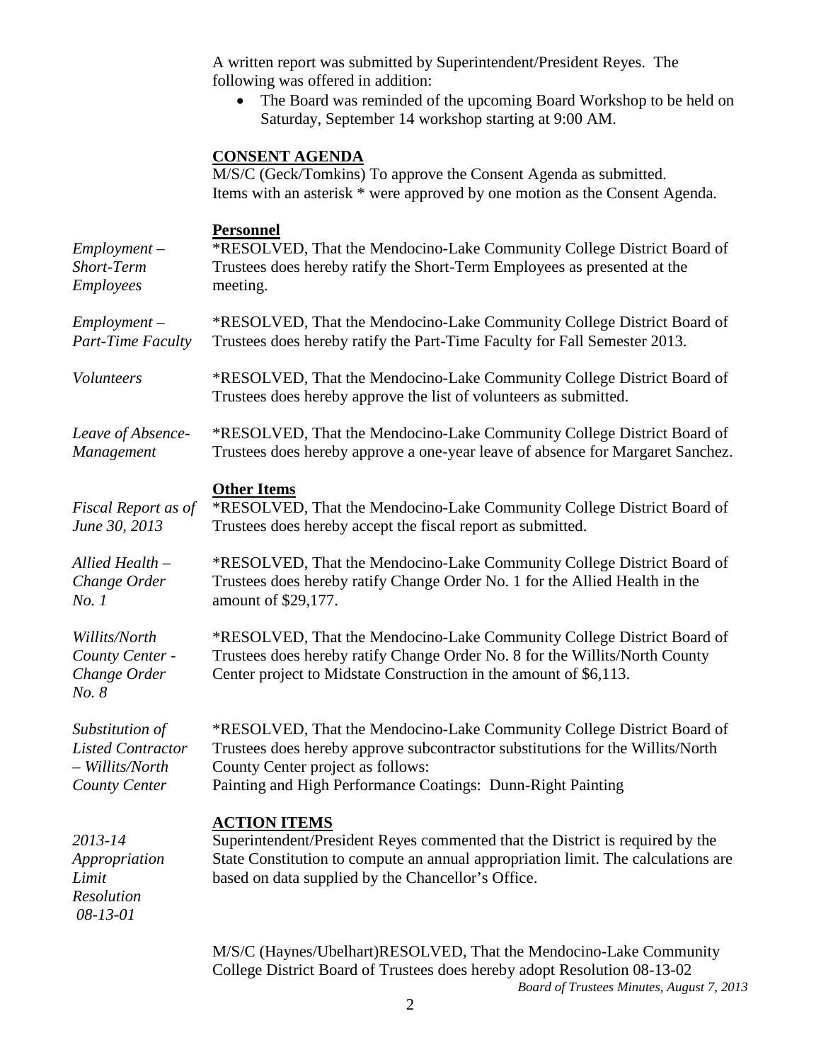A written report was submitted by Superintendent/President Reyes. The following was offered in addition:

- The Board was reminded of the upcoming Board Workshop to be held on Saturday, September 14 workshop starting at 9:00 AM.

## CONSENT AGENDA

M/S/C (Geck/Tomkins) To approve the Consent Agenda as submitted. Items with an asterisk * were approved by one motion as the Consent Agenda.

### Personnel

*Employment – Short-Term Employees*

*RESOLVED, That the Mendocino-Lake Community College District Board of Trustees does hereby ratify the Short-Term Employees as presented at the meeting.

*Employment – Part-Time Faculty*

*RESOLVED, That the Mendocino-Lake Community College District Board of Trustees does hereby ratify the Part-Time Faculty for Fall Semester 2013.

*Volunteers*

*RESOLVED, That the Mendocino-Lake Community College District Board of Trustees does hereby approve the list of volunteers as submitted.

*Leave of Absence- Management*

*RESOLVED, That the Mendocino-Lake Community College District Board of Trustees does hereby approve a one-year leave of absence for Margaret Sanchez.

### Other Items

*Fiscal Report as of June 30, 2013*

*RESOLVED, That the Mendocino-Lake Community College District Board of Trustees does hereby accept the fiscal report as submitted.

*Allied Health – Change Order No. 1*

*RESOLVED, That the Mendocino-Lake Community College District Board of Trustees does hereby ratify Change Order No. 1 for the Allied Health in the amount of $29,177.

*Willits/North County Center - Change Order No. 8*

*RESOLVED, That the Mendocino-Lake Community College District Board of Trustees does hereby ratify Change Order No. 8 for the Willits/North County Center project to Midstate Construction in the amount of $6,113.

*Substitution of Listed Contractor – Willits/North County Center*

*RESOLVED, That the Mendocino-Lake Community College District Board of Trustees does hereby approve subcontractor substitutions for the Willits/North County Center project as follows:
Painting and High Performance Coatings: Dunn-Right Painting

## ACTION ITEMS

*2013-14 Appropriation Limit Resolution 08-13-01*

Superintendent/President Reyes commented that the District is required by the State Constitution to compute an annual appropriation limit. The calculations are based on data supplied by the Chancellor's Office.

M/S/C (Haynes/Ubelhart)RESOLVED, That the Mendocino-Lake Community College District Board of Trustees does hereby adopt Resolution 08-13-02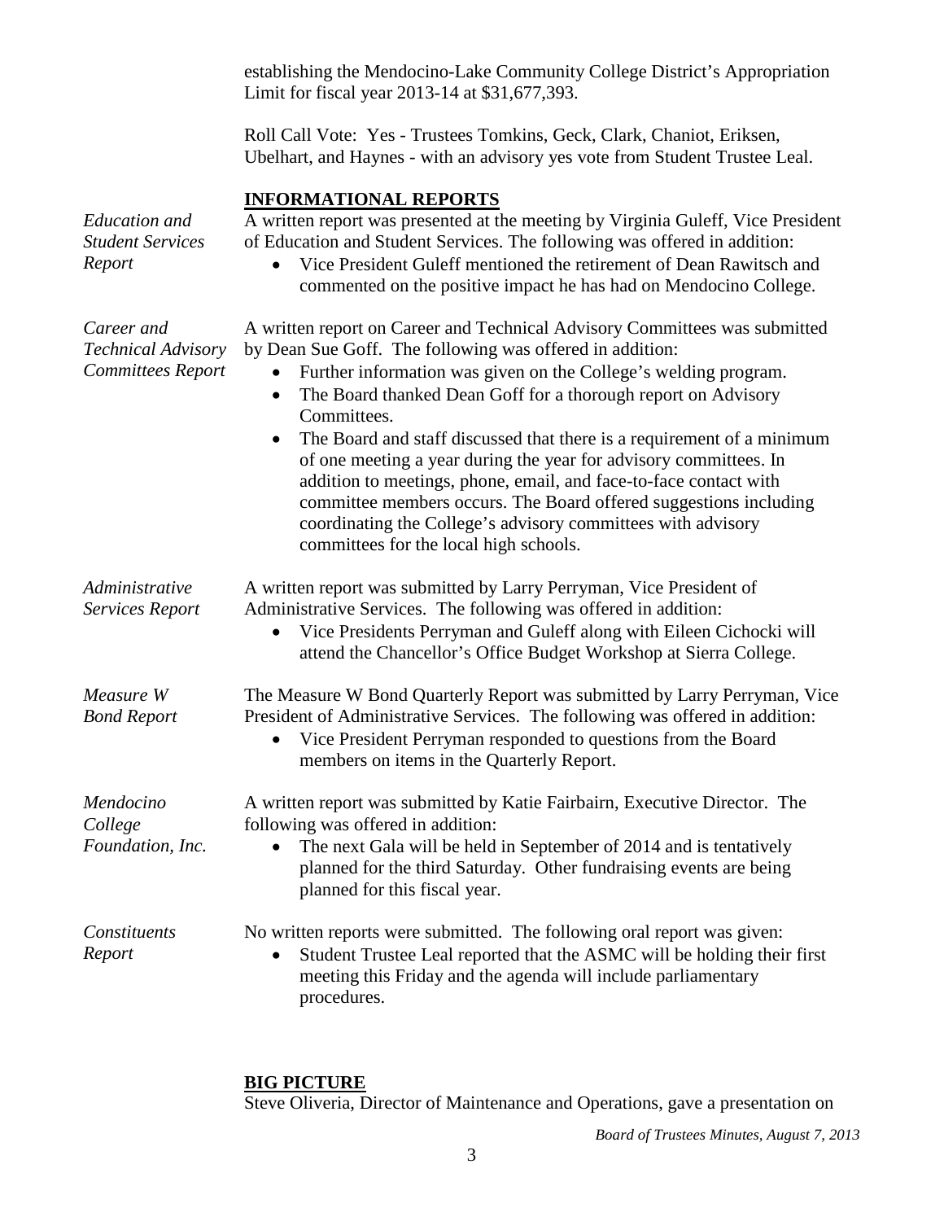establishing the Mendocino-Lake Community College District's Appropriation Limit for fiscal year 2013-14 at $31,677,393.

Roll Call Vote: Yes - Trustees Tomkins, Geck, Clark, Chaniot, Eriksen, Ubelhart, and Haynes - with an advisory yes vote from Student Trustee Leal.

## INFORMATIONAL REPORTS

*Education and Student Services Report*

A written report was presented at the meeting by Virginia Guleff, Vice President of Education and Student Services. The following was offered in addition:

- Vice President Guleff mentioned the retirement of Dean Rawitsch and commented on the positive impact he has had on Mendocino College.

*Career and Technical Advisory Committees Report*

A written report on Career and Technical Advisory Committees was submitted by Dean Sue Goff. The following was offered in addition:

- Further information was given on the College's welding program.
- The Board thanked Dean Goff for a thorough report on Advisory Committees.
- The Board and staff discussed that there is a requirement of a minimum of one meeting a year during the year for advisory committees. In addition to meetings, phone, email, and face-to-face contact with committee members occurs. The Board offered suggestions including coordinating the College's advisory committees with advisory committees for the local high schools.

*Administrative Services Report*

A written report was submitted by Larry Perryman, Vice President of Administrative Services. The following was offered in addition:

- Vice Presidents Perryman and Guleff along with Eileen Cichocki will attend the Chancellor's Office Budget Workshop at Sierra College.

*Measure W Bond Report*

The Measure W Bond Quarterly Report was submitted by Larry Perryman, Vice President of Administrative Services. The following was offered in addition:

- Vice President Perryman responded to questions from the Board members on items in the Quarterly Report.

*Mendocino College Foundation, Inc.*

A written report was submitted by Katie Fairbairn, Executive Director. The following was offered in addition:

- The next Gala will be held in September of 2014 and is tentatively planned for the third Saturday. Other fundraising events are being planned for this fiscal year.

*Constituents Report*

No written reports were submitted. The following oral report was given:

- Student Trustee Leal reported that the ASMC will be holding their first meeting this Friday and the agenda will include parliamentary procedures.

## BIG PICTURE

Steve Oliveria, Director of Maintenance and Operations, gave a presentation on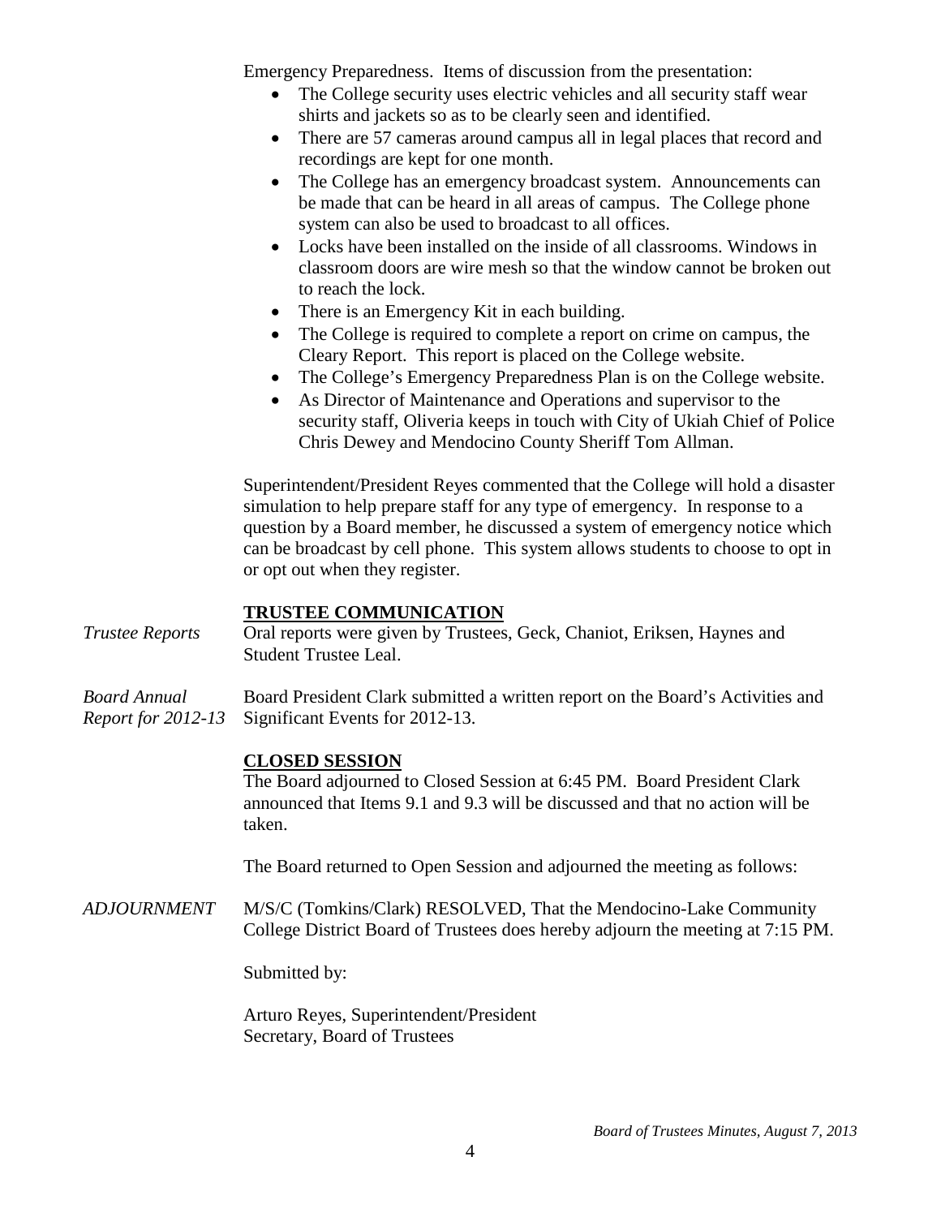Emergency Preparedness. Items of discussion from the presentation:

- The College security uses electric vehicles and all security staff wear shirts and jackets so as to be clearly seen and identified.
- There are 57 cameras around campus all in legal places that record and recordings are kept for one month.
- The College has an emergency broadcast system. Announcements can be made that can be heard in all areas of campus. The College phone system can also be used to broadcast to all offices.
- Locks have been installed on the inside of all classrooms. Windows in classroom doors are wire mesh so that the window cannot be broken out to reach the lock.
- There is an Emergency Kit in each building.
- The College is required to complete a report on crime on campus, the Cleary Report. This report is placed on the College website.
- The College's Emergency Preparedness Plan is on the College website.
- As Director of Maintenance and Operations and supervisor to the security staff, Oliveria keeps in touch with City of Ukiah Chief of Police Chris Dewey and Mendocino County Sheriff Tom Allman.

Superintendent/President Reyes commented that the College will hold a disaster simulation to help prepare staff for any type of emergency. In response to a question by a Board member, he discussed a system of emergency notice which can be broadcast by cell phone. This system allows students to choose to opt in or opt out when they register.

## TRUSTEE COMMUNICATION

*Trustee Reports*

Oral reports were given by Trustees, Geck, Chaniot, Eriksen, Haynes and Student Trustee Leal.

*Board Annual Report for 2012-13*

Board President Clark submitted a written report on the Board's Activities and Significant Events for 2012-13.

## CLOSED SESSION

The Board adjourned to Closed Session at 6:45 PM. Board President Clark announced that Items 9.1 and 9.3 will be discussed and that no action will be taken.

The Board returned to Open Session and adjourned the meeting as follows:

*ADJOURNMENT*

M/S/C (Tomkins/Clark) RESOLVED, That the Mendocino-Lake Community College District Board of Trustees does hereby adjourn the meeting at 7:15 PM.

Submitted by:

Arturo Reyes, Superintendent/President
Secretary, Board of Trustees